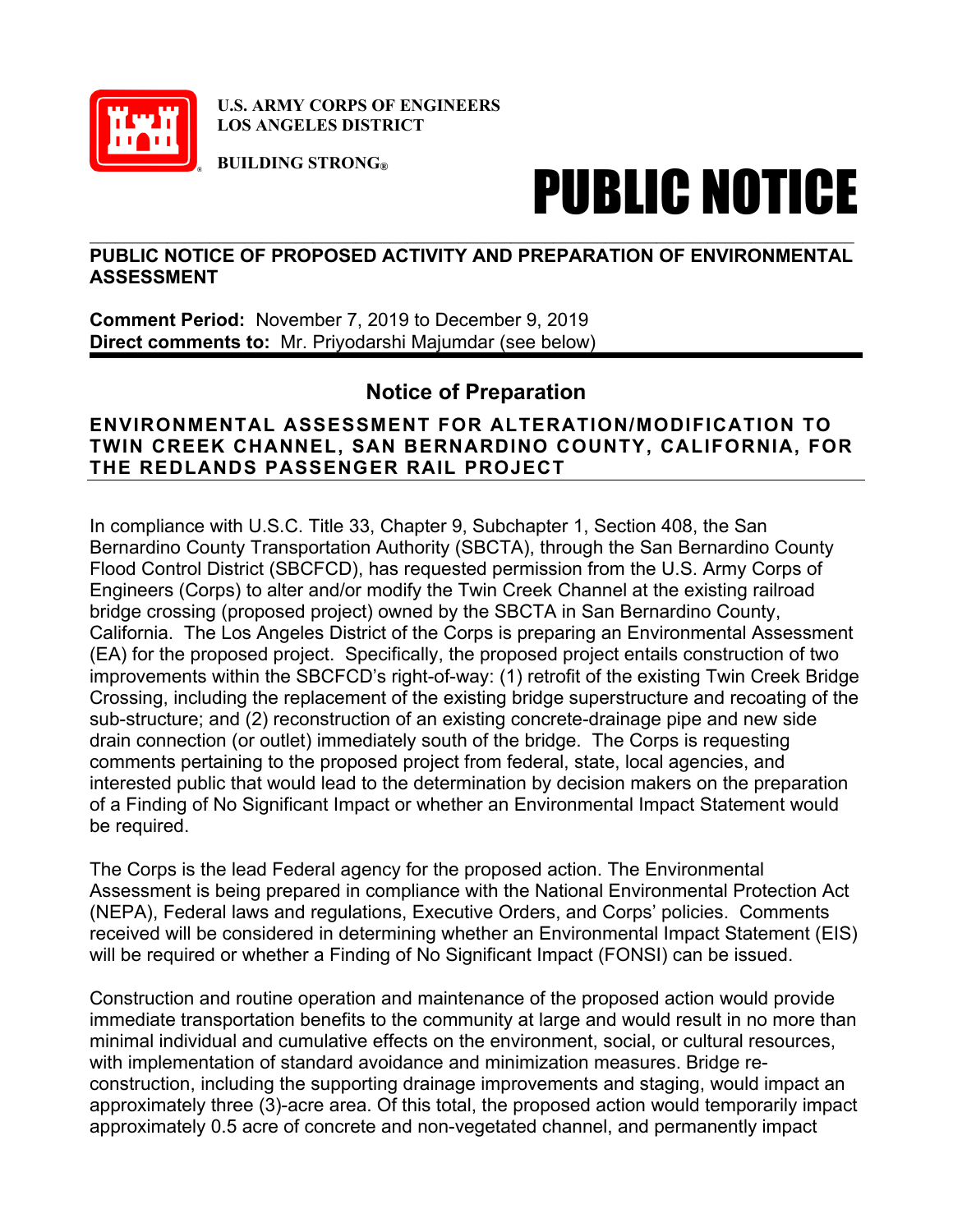**U.S. ARMY CORPS OF ENGINEERS**
**LOS ANGELES DISTRICT**

**BUILDING STRONG®**

# PUBLIC NOTICE

## PUBLIC NOTICE OF PROPOSED ACTIVITY AND PREPARATION OF ENVIRONMENTAL ASSESSMENT

**Comment Period:** November 7, 2019 to December 9, 2019
**Direct comments to:** Mr. Priyodarshi Majumdar (see below)

## Notice of Preparation

### ENVIRONMENTAL ASSESSMENT FOR ALTERATION/MODIFICATION TO TWIN CREEK CHANNEL, SAN BERNARDINO COUNTY, CALIFORNIA, FOR THE REDLANDS PASSENGER RAIL PROJECT

In compliance with U.S.C. Title 33, Chapter 9, Subchapter 1, Section 408, the San Bernardino County Transportation Authority (SBCTA), through the San Bernardino County Flood Control District (SBCFCD), has requested permission from the U.S. Army Corps of Engineers (Corps) to alter and/or modify the Twin Creek Channel at the existing railroad bridge crossing (proposed project) owned by the SBCTA in San Bernardino County, California. The Los Angeles District of the Corps is preparing an Environmental Assessment (EA) for the proposed project. Specifically, the proposed project entails construction of two improvements within the SBCFCD's right-of-way: (1) retrofit of the existing Twin Creek Bridge Crossing, including the replacement of the existing bridge superstructure and recoating of the sub-structure; and (2) reconstruction of an existing concrete-drainage pipe and new side drain connection (or outlet) immediately south of the bridge. The Corps is requesting comments pertaining to the proposed project from federal, state, local agencies, and interested public that would lead to the determination by decision makers on the preparation of a Finding of No Significant Impact or whether an Environmental Impact Statement would be required.

The Corps is the lead Federal agency for the proposed action. The Environmental Assessment is being prepared in compliance with the National Environmental Protection Act (NEPA), Federal laws and regulations, Executive Orders, and Corps' policies. Comments received will be considered in determining whether an Environmental Impact Statement (EIS) will be required or whether a Finding of No Significant Impact (FONSI) can be issued.

Construction and routine operation and maintenance of the proposed action would provide immediate transportation benefits to the community at large and would result in no more than minimal individual and cumulative effects on the environment, social, or cultural resources, with implementation of standard avoidance and minimization measures. Bridge re-construction, including the supporting drainage improvements and staging, would impact an approximately three (3)-acre area. Of this total, the proposed action would temporarily impact approximately 0.5 acre of concrete and non-vegetated channel, and permanently impact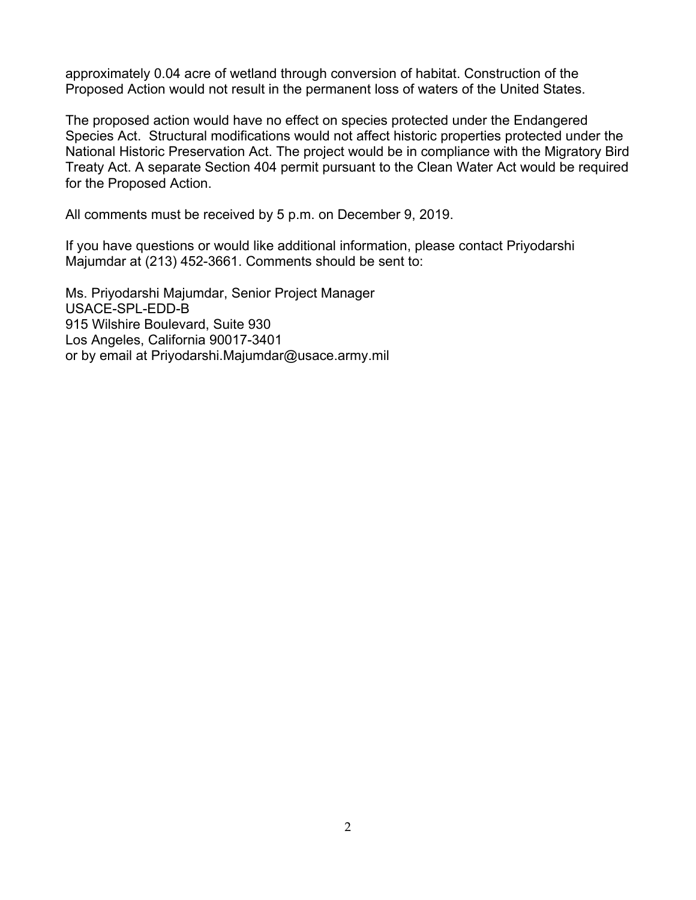approximately 0.04 acre of wetland through conversion of habitat. Construction of the Proposed Action would not result in the permanent loss of waters of the United States.

The proposed action would have no effect on species protected under the Endangered Species Act. Structural modifications would not affect historic properties protected under the National Historic Preservation Act. The project would be in compliance with the Migratory Bird Treaty Act. A separate Section 404 permit pursuant to the Clean Water Act would be required for the Proposed Action.

All comments must be received by 5 p.m. on December 9, 2019.

If you have questions or would like additional information, please contact Priyodarshi Majumdar at (213) 452-3661. Comments should be sent to:

Ms. Priyodarshi Majumdar, Senior Project Manager  
USACE-SPL-EDD-B  
915 Wilshire Boulevard, Suite 930  
Los Angeles, California 90017-3401  
or by email at Priyodarshi.Majumdar@usace.army.mil